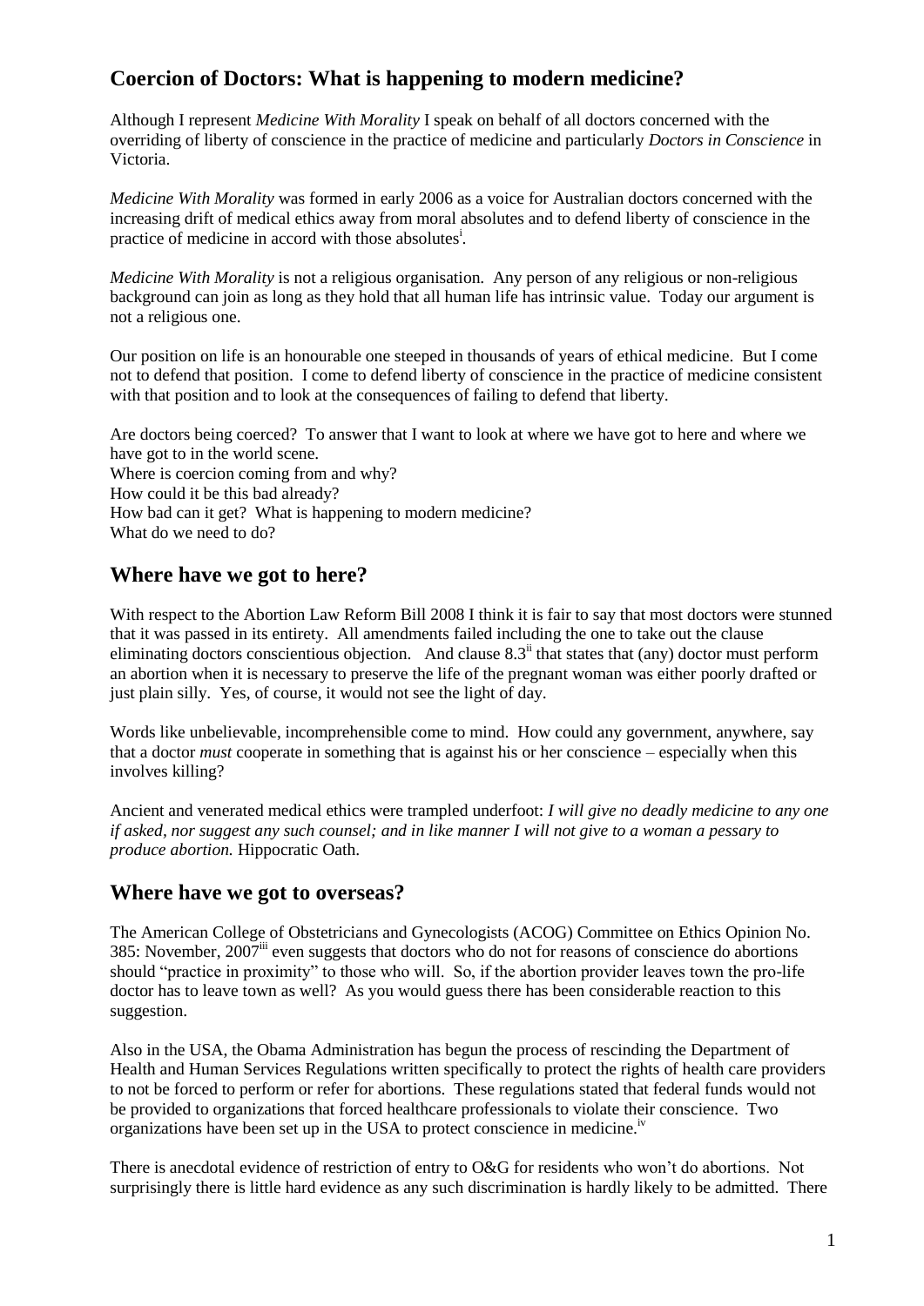## Coercion of Doctors: What is happening to modern medicine?

Although I represent *Medicine With Morality* I speak on behalf of all doctors concerned with the overriding of liberty of conscience in the practice of medicine and particularly *Doctors in Conscience* in Victoria.

*Medicine With Morality* was formed in early 2006 as a voice for Australian doctors concerned with the increasing drift of medical ethics away from moral absolutes and to defend liberty of conscience in the practice of medicine in accord with those absolutes[i].

*Medicine With Morality* is not a religious organisation. Any person of any religious or non-religious background can join as long as they hold that all human life has intrinsic value. Today our argument is not a religious one.

Our position on life is an honourable one steeped in thousands of years of ethical medicine. But I come not to defend that position. I come to defend liberty of conscience in the practice of medicine consistent with that position and to look at the consequences of failing to defend that liberty.

Are doctors being coerced? To answer that I want to look at where we have got to here and where we have got to in the world scene.
Where is coercion coming from and why?
How could it be this bad already?
How bad can it get? What is happening to modern medicine?
What do we need to do?

## Where have we got to here?

With respect to the Abortion Law Reform Bill 2008 I think it is fair to say that most doctors were stunned that it was passed in its entirety. All amendments failed including the one to take out the clause eliminating doctors conscientious objection. And clause 8.3[ii] that states that (any) doctor must perform an abortion when it is necessary to preserve the life of the pregnant woman was either poorly drafted or just plain silly. Yes, of course, it would not see the light of day.

Words like unbelievable, incomprehensible come to mind. How could any government, anywhere, say that a doctor *must* cooperate in something that is against his or her conscience – especially when this involves killing?

Ancient and venerated medical ethics were trampled underfoot: *I will give no deadly medicine to any one if asked, nor suggest any such counsel; and in like manner I will not give to a woman a pessary to produce abortion.* Hippocratic Oath.

## Where have we got to overseas?

The American College of Obstetricians and Gynecologists (ACOG) Committee on Ethics Opinion No. 385: November, 2007[iii] even suggests that doctors who do not for reasons of conscience do abortions should "practice in proximity" to those who will. So, if the abortion provider leaves town the pro-life doctor has to leave town as well? As you would guess there has been considerable reaction to this suggestion.

Also in the USA, the Obama Administration has begun the process of rescinding the Department of Health and Human Services Regulations written specifically to protect the rights of health care providers to not be forced to perform or refer for abortions. These regulations stated that federal funds would not be provided to organizations that forced healthcare professionals to violate their conscience. Two organizations have been set up in the USA to protect conscience in medicine.[iv]

There is anecdotal evidence of restriction of entry to O&G for residents who won't do abortions. Not surprisingly there is little hard evidence as any such discrimination is hardly likely to be admitted. There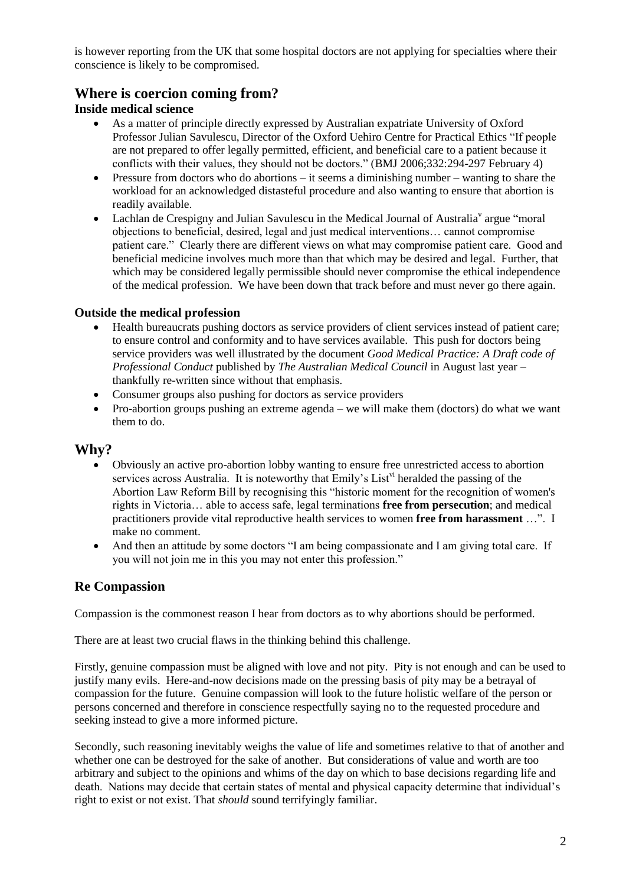is however reporting from the UK that some hospital doctors are not applying for specialties where their conscience is likely to be compromised.

## Where is coercion coming from?

### Inside medical science

- As a matter of principle directly expressed by Australian expatriate University of Oxford Professor Julian Savulescu, Director of the Oxford Uehiro Centre for Practical Ethics "If people are not prepared to offer legally permitted, efficient, and beneficial care to a patient because it conflicts with their values, they should not be doctors." (BMJ 2006;332:294-297 February 4)
- Pressure from doctors who do abortions – it seems a diminishing number – wanting to share the workload for an acknowledged distasteful procedure and also wanting to ensure that abortion is readily available.
- Lachlan de Crespigny and Julian Savulescu in the Medical Journal of Australia[v] argue "moral objections to beneficial, desired, legal and just medical interventions… cannot compromise patient care." Clearly there are different views on what may compromise patient care. Good and beneficial medicine involves much more than that which may be desired and legal. Further, that which may be considered legally permissible should never compromise the ethical independence of the medical profession. We have been down that track before and must never go there again.

### Outside the medical profession

- Health bureaucrats pushing doctors as service providers of client services instead of patient care; to ensure control and conformity and to have services available. This push for doctors being service providers was well illustrated by the document *Good Medical Practice: A Draft code of Professional Conduct* published by *The Australian Medical Council* in August last year – thankfully re-written since without that emphasis.
- Consumer groups also pushing for doctors as service providers
- Pro-abortion groups pushing an extreme agenda – we will make them (doctors) do what we want them to do.

## Why?

- Obviously an active pro-abortion lobby wanting to ensure free unrestricted access to abortion services across Australia. It is noteworthy that Emily's List[vi] heralded the passing of the Abortion Law Reform Bill by recognising this "historic moment for the recognition of women's rights in Victoria… able to access safe, legal terminations **free from persecution**; and medical practitioners provide vital reproductive health services to women **free from harassment** …". I make no comment.
- And then an attitude by some doctors "I am being compassionate and I am giving total care. If you will not join me in this you may not enter this profession."

## Re Compassion

Compassion is the commonest reason I hear from doctors as to why abortions should be performed.

There are at least two crucial flaws in the thinking behind this challenge.

Firstly, genuine compassion must be aligned with love and not pity. Pity is not enough and can be used to justify many evils. Here-and-now decisions made on the pressing basis of pity may be a betrayal of compassion for the future. Genuine compassion will look to the future holistic welfare of the person or persons concerned and therefore in conscience respectfully saying no to the requested procedure and seeking instead to give a more informed picture.

Secondly, such reasoning inevitably weighs the value of life and sometimes relative to that of another and whether one can be destroyed for the sake of another. But considerations of value and worth are too arbitrary and subject to the opinions and whims of the day on which to base decisions regarding life and death. Nations may decide that certain states of mental and physical capacity determine that individual's right to exist or not exist. That *should* sound terrifyingly familiar.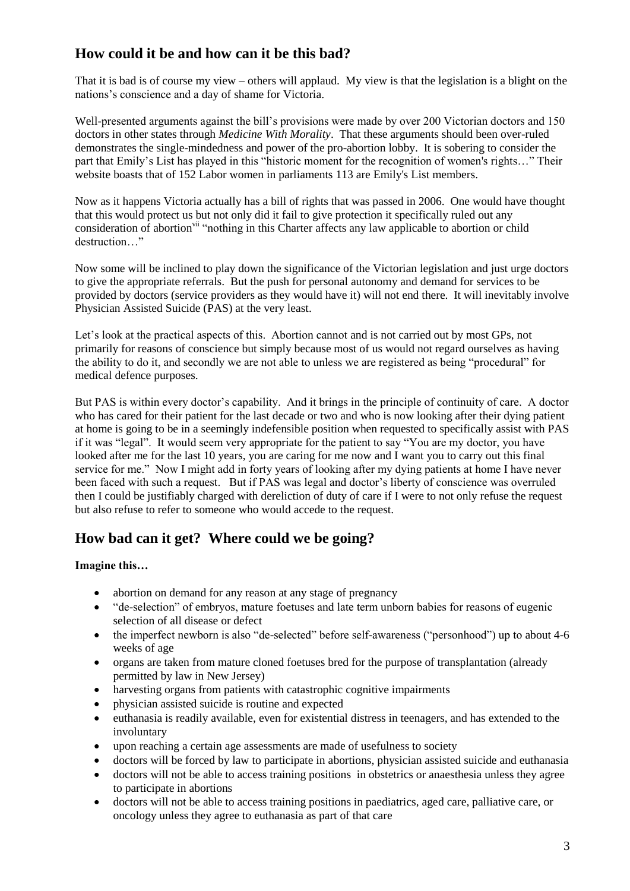## How could it be and how can it be this bad?

That it is bad is of course my view – others will applaud. My view is that the legislation is a blight on the nations's conscience and a day of shame for Victoria.

Well-presented arguments against the bill's provisions were made by over 200 Victorian doctors and 150 doctors in other states through *Medicine With Morality*. That these arguments should been over-ruled demonstrates the single-mindedness and power of the pro-abortion lobby. It is sobering to consider the part that Emily's List has played in this "historic moment for the recognition of women's rights…" Their website boasts that of 152 Labor women in parliaments 113 are Emily's List members.

Now as it happens Victoria actually has a bill of rights that was passed in 2006. One would have thought that this would protect us but not only did it fail to give protection it specifically ruled out any consideration of abortion[vii] "nothing in this Charter affects any law applicable to abortion or child destruction…"

Now some will be inclined to play down the significance of the Victorian legislation and just urge doctors to give the appropriate referrals. But the push for personal autonomy and demand for services to be provided by doctors (service providers as they would have it) will not end there. It will inevitably involve Physician Assisted Suicide (PAS) at the very least.

Let's look at the practical aspects of this. Abortion cannot and is not carried out by most GPs, not primarily for reasons of conscience but simply because most of us would not regard ourselves as having the ability to do it, and secondly we are not able to unless we are registered as being "procedural" for medical defence purposes.

But PAS is within every doctor's capability. And it brings in the principle of continuity of care. A doctor who has cared for their patient for the last decade or two and who is now looking after their dying patient at home is going to be in a seemingly indefensible position when requested to specifically assist with PAS if it was "legal". It would seem very appropriate for the patient to say "You are my doctor, you have looked after me for the last 10 years, you are caring for me now and I want you to carry out this final service for me." Now I might add in forty years of looking after my dying patients at home I have never been faced with such a request. But if PAS was legal and doctor's liberty of conscience was overruled then I could be justifiably charged with dereliction of duty of care if I were to not only refuse the request but also refuse to refer to someone who would accede to the request.

## How bad can it get? Where could we be going?

**Imagine this…**

- abortion on demand for any reason at any stage of pregnancy
- "de-selection" of embryos, mature foetuses and late term unborn babies for reasons of eugenic selection of all disease or defect
- the imperfect newborn is also "de-selected" before self-awareness ("personhood") up to about 4-6 weeks of age
- organs are taken from mature cloned foetuses bred for the purpose of transplantation (already permitted by law in New Jersey)
- harvesting organs from patients with catastrophic cognitive impairments
- physician assisted suicide is routine and expected
- euthanasia is readily available, even for existential distress in teenagers, and has extended to the involuntary
- upon reaching a certain age assessments are made of usefulness to society
- doctors will be forced by law to participate in abortions, physician assisted suicide and euthanasia
- doctors will not be able to access training positions in obstetrics or anaesthesia unless they agree to participate in abortions
- doctors will not be able to access training positions in paediatrics, aged care, palliative care, or oncology unless they agree to euthanasia as part of that care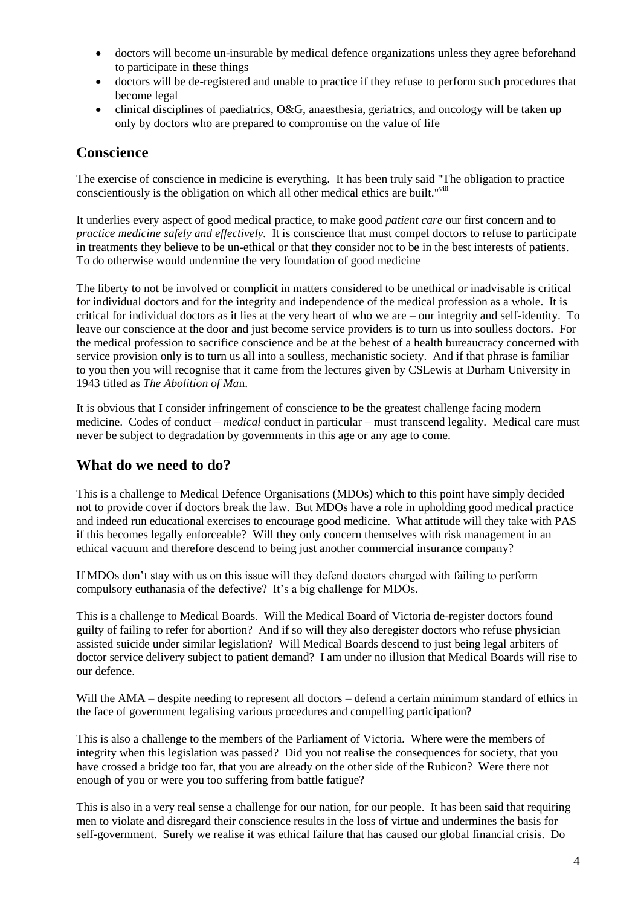- doctors will become un-insurable by medical defence organizations unless they agree beforehand to participate in these things
- doctors will be de-registered and unable to practice if they refuse to perform such procedures that become legal
- clinical disciplines of paediatrics, O&G, anaesthesia, geriatrics, and oncology will be taken up only by doctors who are prepared to compromise on the value of life

## Conscience

The exercise of conscience in medicine is everything. It has been truly said "The obligation to practice conscientiously is the obligation on which all other medical ethics are built."[viii]

It underlies every aspect of good medical practice, to make good *patient care* our first concern and to *practice medicine safely and effectively.* It is conscience that must compel doctors to refuse to participate in treatments they believe to be un-ethical or that they consider not to be in the best interests of patients. To do otherwise would undermine the very foundation of good medicine

The liberty to not be involved or complicit in matters considered to be unethical or inadvisable is critical for individual doctors and for the integrity and independence of the medical profession as a whole. It is critical for individual doctors as it lies at the very heart of who we are – our integrity and self-identity. To leave our conscience at the door and just become service providers is to turn us into soulless doctors. For the medical profession to sacrifice conscience and be at the behest of a health bureaucracy concerned with service provision only is to turn us all into a soulless, mechanistic society. And if that phrase is familiar to you then you will recognise that it came from the lectures given by CSLewis at Durham University in 1943 titled as *The Abolition of Ma*n.

It is obvious that I consider infringement of conscience to be the greatest challenge facing modern medicine. Codes of conduct – *medical* conduct in particular – must transcend legality. Medical care must never be subject to degradation by governments in this age or any age to come.

## What do we need to do?

This is a challenge to Medical Defence Organisations (MDOs) which to this point have simply decided not to provide cover if doctors break the law. But MDOs have a role in upholding good medical practice and indeed run educational exercises to encourage good medicine. What attitude will they take with PAS if this becomes legally enforceable? Will they only concern themselves with risk management in an ethical vacuum and therefore descend to being just another commercial insurance company?

If MDOs don't stay with us on this issue will they defend doctors charged with failing to perform compulsory euthanasia of the defective? It's a big challenge for MDOs.

This is a challenge to Medical Boards. Will the Medical Board of Victoria de-register doctors found guilty of failing to refer for abortion? And if so will they also deregister doctors who refuse physician assisted suicide under similar legislation? Will Medical Boards descend to just being legal arbiters of doctor service delivery subject to patient demand? I am under no illusion that Medical Boards will rise to our defence.

Will the AMA – despite needing to represent all doctors – defend a certain minimum standard of ethics in the face of government legalising various procedures and compelling participation?

This is also a challenge to the members of the Parliament of Victoria. Where were the members of integrity when this legislation was passed? Did you not realise the consequences for society, that you have crossed a bridge too far, that you are already on the other side of the Rubicon? Were there not enough of you or were you too suffering from battle fatigue?

This is also in a very real sense a challenge for our nation, for our people. It has been said that requiring men to violate and disregard their conscience results in the loss of virtue and undermines the basis for self-government. Surely we realise it was ethical failure that has caused our global financial crisis. Do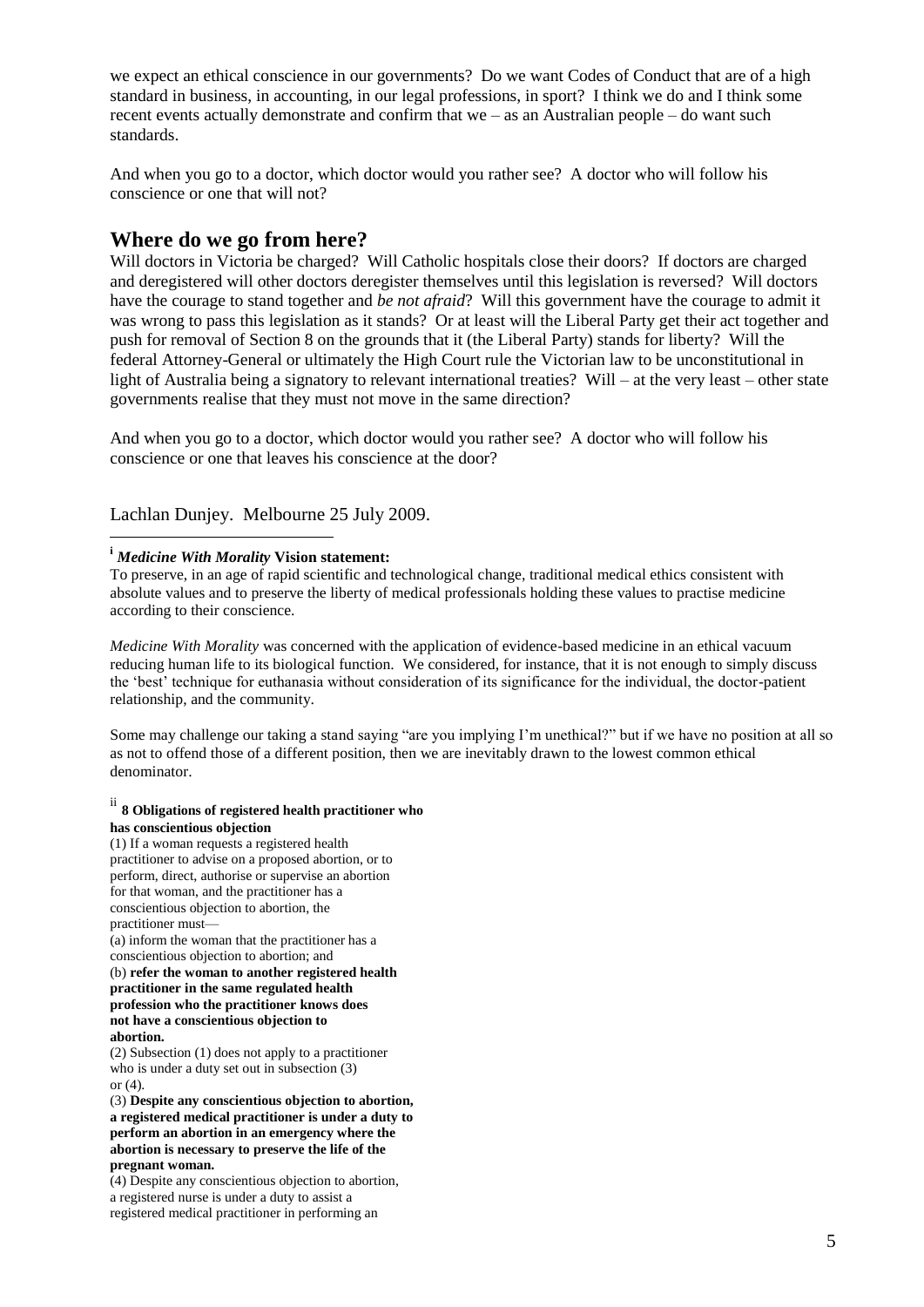we expect an ethical conscience in our governments? Do we want Codes of Conduct that are of a high standard in business, in accounting, in our legal professions, in sport? I think we do and I think some recent events actually demonstrate and confirm that we – as an Australian people – do want such standards.

And when you go to a doctor, which doctor would you rather see? A doctor who will follow his conscience or one that will not?

## Where do we go from here?

Will doctors in Victoria be charged? Will Catholic hospitals close their doors? If doctors are charged and deregistered will other doctors deregister themselves until this legislation is reversed? Will doctors have the courage to stand together and *be not afraid*? Will this government have the courage to admit it was wrong to pass this legislation as it stands? Or at least will the Liberal Party get their act together and push for removal of Section 8 on the grounds that it (the Liberal Party) stands for liberty? Will the federal Attorney-General or ultimately the High Court rule the Victorian law to be unconstitutional in light of Australia being a signatory to relevant international treaties? Will – at the very least – other state governments realise that they must not move in the same direction?

And when you go to a doctor, which doctor would you rather see? A doctor who will follow his conscience or one that leaves his conscience at the door?

Lachlan Dunjey. Melbourne 25 July 2009.

---

[i] ***Medicine With Morality* Vision statement:**

To preserve, in an age of rapid scientific and technological change, traditional medical ethics consistent with absolute values and to preserve the liberty of medical professionals holding these values to practise medicine according to their conscience.

*Medicine With Morality* was concerned with the application of evidence-based medicine in an ethical vacuum reducing human life to its biological function. We considered, for instance, that it is not enough to simply discuss the 'best' technique for euthanasia without consideration of its significance for the individual, the doctor-patient relationship, and the community.

Some may challenge our taking a stand saying "are you implying I'm unethical?" but if we have no position at all so as not to offend those of a different position, then we are inevitably drawn to the lowest common ethical denominator.

[ii] **8 Obligations of registered health practitioner who has conscientious objection**

(1) If a woman requests a registered health practitioner to advise on a proposed abortion, or to perform, direct, authorise or supervise an abortion for that woman, and the practitioner has a conscientious objection to abortion, the practitioner must—

(a) inform the woman that the practitioner has a conscientious objection to abortion; and

(b) **refer the woman to another registered health practitioner in the same regulated health profession who the practitioner knows does not have a conscientious objection to abortion.**

(2) Subsection (1) does not apply to a practitioner who is under a duty set out in subsection (3) or (4).

(3) **Despite any conscientious objection to abortion, a registered medical practitioner is under a duty to perform an abortion in an emergency where the abortion is necessary to preserve the life of the pregnant woman.**

(4) Despite any conscientious objection to abortion, a registered nurse is under a duty to assist a registered medical practitioner in performing an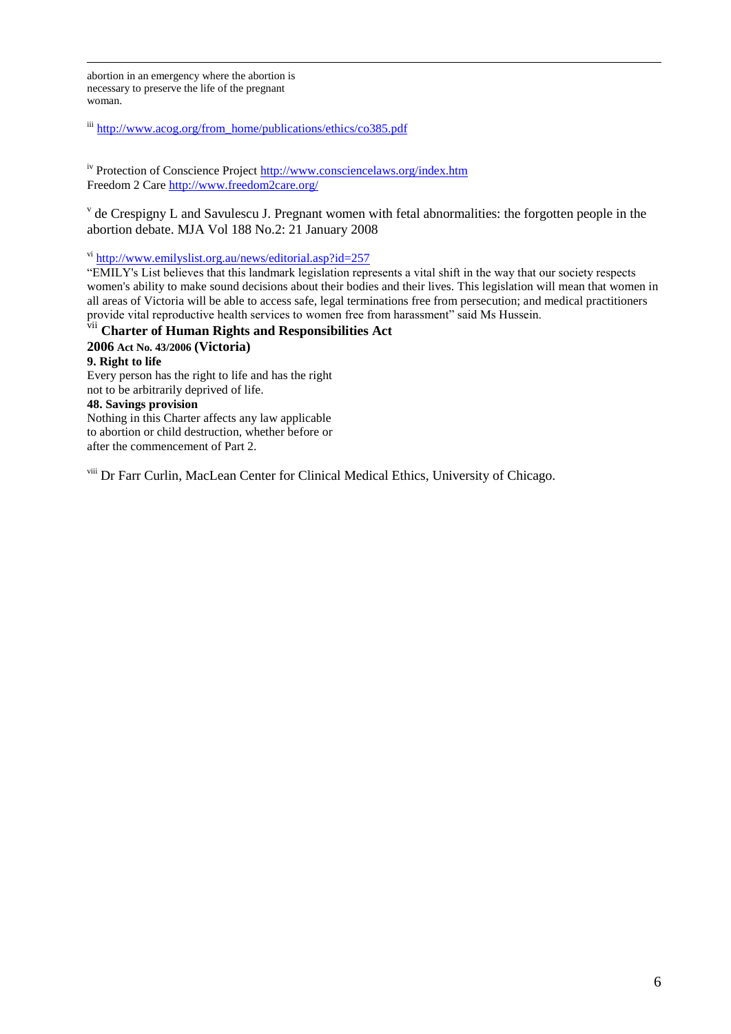abortion in an emergency where the abortion is necessary to preserve the life of the pregnant woman.

[iii] http://www.acog.org/from_home/publications/ethics/co385.pdf

[iv] Protection of Conscience Project http://www.consciencelaws.org/index.htm
Freedom 2 Care http://www.freedom2care.org/

[v] de Crespigny L and Savulescu J. Pregnant women with fetal abnormalities: the forgotten people in the abortion debate. MJA Vol 188 No.2: 21 January 2008

[vi] http://www.emilyslist.org.au/news/editorial.asp?id=257
"EMILY's List believes that this landmark legislation represents a vital shift in the way that our society respects women's ability to make sound decisions about their bodies and their lives. This legislation will mean that women in all areas of Victoria will be able to access safe, legal terminations free from persecution; and medical practitioners provide vital reproductive health services to women free from harassment" said Ms Hussein.

[vii] **Charter of Human Rights and Responsibilities Act 2006 Act No. 43/2006 (Victoria)**

**9. Right to life**
Every person has the right to life and has the right not to be arbitrarily deprived of life.

**48. Savings provision**
Nothing in this Charter affects any law applicable to abortion or child destruction, whether before or after the commencement of Part 2.

[viii] Dr Farr Curlin, MacLean Center for Clinical Medical Ethics, University of Chicago.